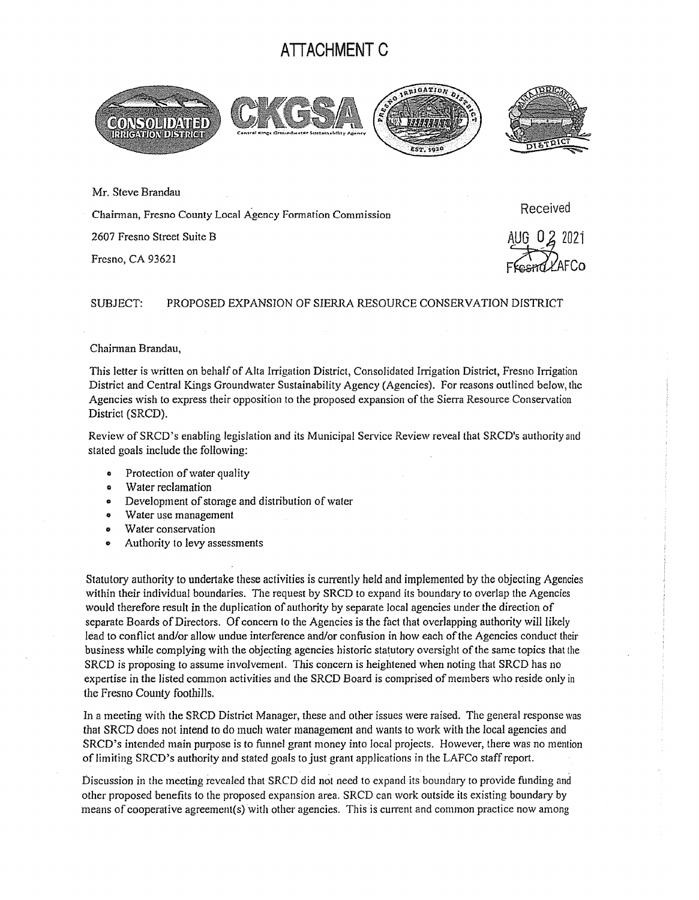# ATTACHMENT C

Mr. Steve Brandau

Chairman, Fresno County Local Agency Formation Commission

2607 Fresno Street Suite B

Fresno, CA 93621

Received

AUG 02 2021

Fresno LAFCo

SUBJECT: PROPOSED EXPANSION OF SIERRA RESOURCE CONSERVATION DISTRICT

Chairman Brandau,

This letter is written on behalf of Alta Irrigation District, Consolidated Irrigation District, Fresno Irrigation District and Central Kings Groundwater Sustainability Agency (Agencies). For reasons outlined below, the Agencies wish to express their opposition to the proposed expansion of the Sierra Resource Conservation District (SRCD).

Review of SRCD's enabling legislation and its Municipal Service Review reveal that SRCD's authority and stated goals include the following:

- Protection of water quality
- Water reclamation
- Development of storage and distribution of water
- Water use management
- Water conservation
- Authority to levy assessments

Statutory authority to undertake these activities is currently held and implemented by the objecting Agencies within their individual boundaries. The request by SRCD to expand its boundary to overlap the Agencies would therefore result in the duplication of authority by separate local agencies under the direction of separate Boards of Directors. Of concern to the Agencies is the fact that overlapping authority will likely lead to conflict and/or allow undue interference and/or confusion in how each of the Agencies conduct their business while complying with the objecting agencies historic statutory oversight of the same topics that the SRCD is proposing to assume involvement. This concern is heightened when noting that SRCD has no expertise in the listed common activities and the SRCD Board is comprised of members who reside only in the Fresno County foothills.

In a meeting with the SRCD District Manager, these and other issues were raised. The general response was that SRCD does not intend to do much water management and wants to work with the local agencies and SRCD's intended main purpose is to funnel grant money into local projects. However, there was no mention of limiting SRCD's authority and stated goals to just grant applications in the LAFCo staff report.

Discussion in the meeting revealed that SRCD did not need to expand its boundary to provide funding and other proposed benefits to the proposed expansion area. SRCD can work outside its existing boundary by means of cooperative agreement(s) with other agencies. This is current and common practice now among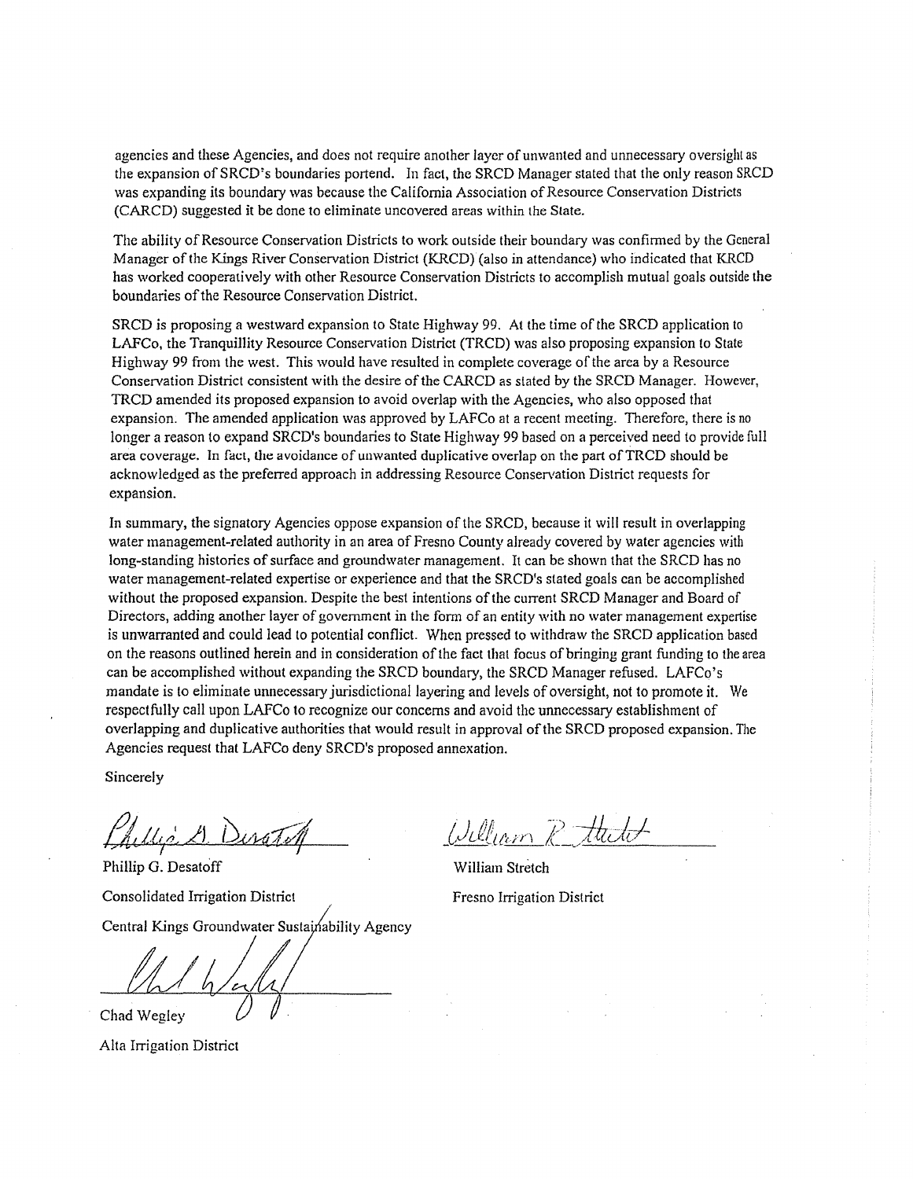agencies and these Agencies, and does not require another layer of unwanted and unnecessary oversight as the expansion of SRCD's boundaries portend. In fact, the SRCD Manager stated that the only reason SRCD was expanding its boundary was because the California Association of Resource Conservation Districts (CARCD) suggested it be done to eliminate uncovered areas within the State.

The ability of Resource Conservation Districts to work outside their boundary was confirmed by the General Manager of the Kings River Conservation District (KRCD) (also in attendance) who indicated that KRCD has worked cooperatively with other Resource Conservation Districts to accomplish mutual goals outside the boundaries of the Resource Conservation District.

SRCD is proposing a westward expansion to State Highway 99. At the time of the SRCD application to LAFCo, the Tranquillity Resource Conservation District (TRCD) was also proposing expansion to State Highway 99 from the west. This would have resulted in complete coverage of the area by a Resource Conservation District consistent with the desire of the CARCD as stated by the SRCD Manager. However, TRCD amended its proposed expansion to avoid overlap with the Agencies, who also opposed that expansion. The amended application was approved by LAFCo at a recent meeting. Therefore, there is no longer a reason to expand SRCD's boundaries to State Highway 99 based on a perceived need to provide full area coverage. In fact, the avoidance of unwanted duplicative overlap on the part of TRCD should be acknowledged as the preferred approach in addressing Resource Conservation District requests for expansion.

In summary, the signatory Agencies oppose expansion of the SRCD, because it will result in overlapping water management-related authority in an area of Fresno County already covered by water agencies with long-standing histories of surface and groundwater management. It can be shown that the SRCD has no water management-related expertise or experience and that the SRCD's stated goals can be accomplished without the proposed expansion. Despite the best intentions of the current SRCD Manager and Board of Directors, adding another layer of government in the form of an entity with no water management expertise is unwarranted and could lead to potential conflict. When pressed to withdraw the SRCD application based on the reasons outlined herein and in consideration of the fact that focus of bringing grant funding to the area can be accomplished without expanding the SRCD boundary, the SRCD Manager refused. LAFCo's mandate is to eliminate unnecessary jurisdictional layering and levels of oversight, not to promote it. We respectfully call upon LAFCo to recognize our concerns and avoid the unnecessary establishment of overlapping and duplicative authorities that would result in approval of the SRCD proposed expansion. The Agencies request that LAFCo deny SRCD's proposed annexation.

Sincerely

Phillip G. Desatoff
Consolidated Irrigation District
Central Kings Groundwater Sustainability Agency

William Stretch
Fresno Irrigation District

Chad Wegley
Alta Irrigation District